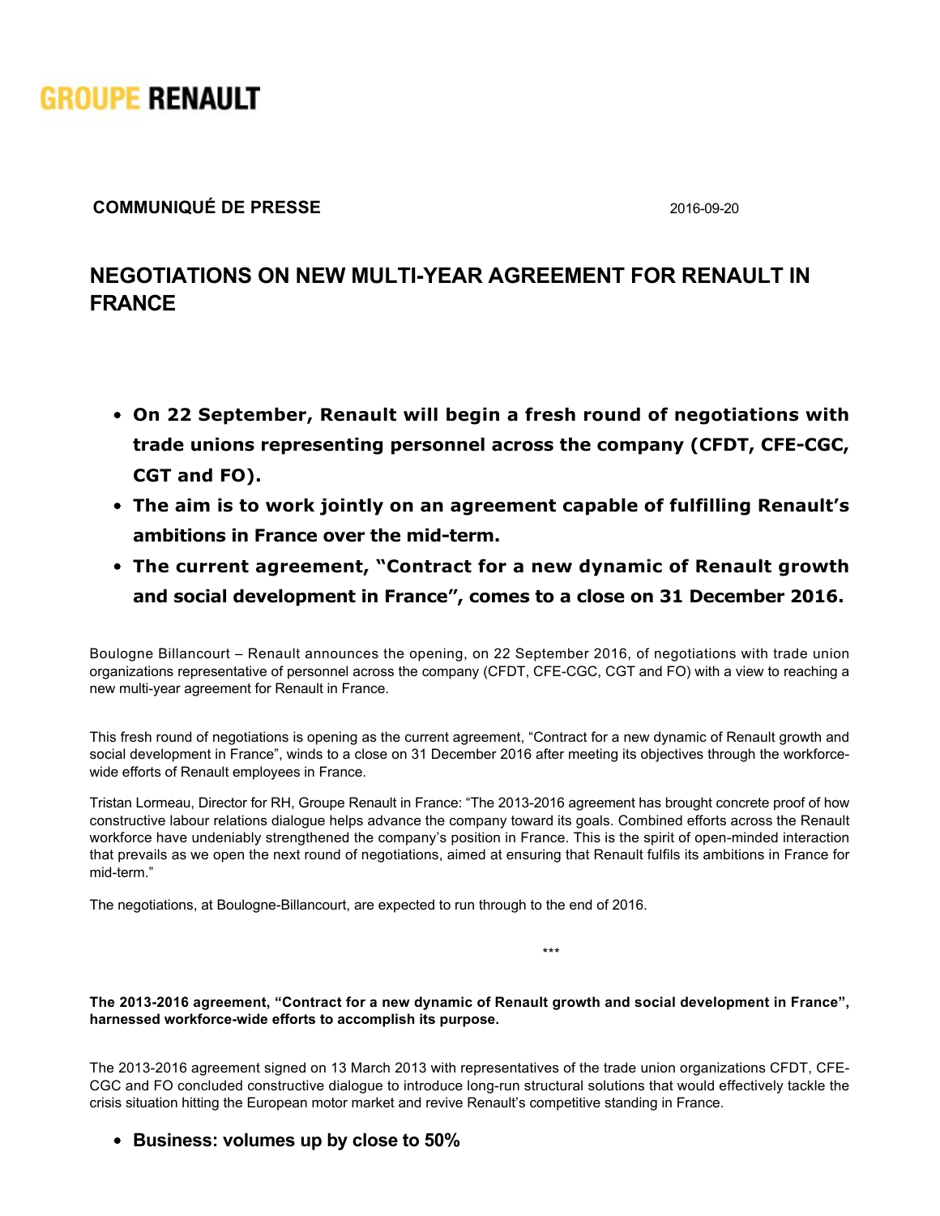GROUPE RENAULT

**COMMUNIQUÉ DE PRESSE** 2016-09-20

# NEGOTIATIONS ON NEW MULTI-YEAR AGREEMENT FOR RENAULT IN FRANCE

- **On 22 September, Renault will begin a fresh round of negotiations with trade unions representing personnel across the company (CFDT, CFE-CGC, CGT and FO).**
- **The aim is to work jointly on an agreement capable of fulfilling Renault's ambitions in France over the mid-term.**
- **The current agreement, "Contract for a new dynamic of Renault growth and social development in France", comes to a close on 31 December 2016.**

Boulogne Billancourt – Renault announces the opening, on 22 September 2016, of negotiations with trade union organizations representative of personnel across the company (CFDT, CFE-CGC, CGT and FO) with a view to reaching a new multi-year agreement for Renault in France.

This fresh round of negotiations is opening as the current agreement, "Contract for a new dynamic of Renault growth and social development in France", winds to a close on 31 December 2016 after meeting its objectives through the workforce-wide efforts of Renault employees in France.

Tristan Lormeau, Director for RH, Groupe Renault in France: "The 2013-2016 agreement has brought concrete proof of how constructive labour relations dialogue helps advance the company toward its goals. Combined efforts across the Renault workforce have undeniably strengthened the company's position in France. This is the spirit of open-minded interaction that prevails as we open the next round of negotiations, aimed at ensuring that Renault fulfils its ambitions in France for mid-term."

The negotiations, at Boulogne-Billancourt, are expected to run through to the end of 2016.

***

**The 2013-2016 agreement, "Contract for a new dynamic of Renault growth and social development in France", harnessed workforce-wide efforts to accomplish its purpose.**

The 2013-2016 agreement signed on 13 March 2013 with representatives of the trade union organizations CFDT, CFE-CGC and FO concluded constructive dialogue to introduce long-run structural solutions that would effectively tackle the crisis situation hitting the European motor market and revive Renault's competitive standing in France.

- **Business: volumes up by close to 50%**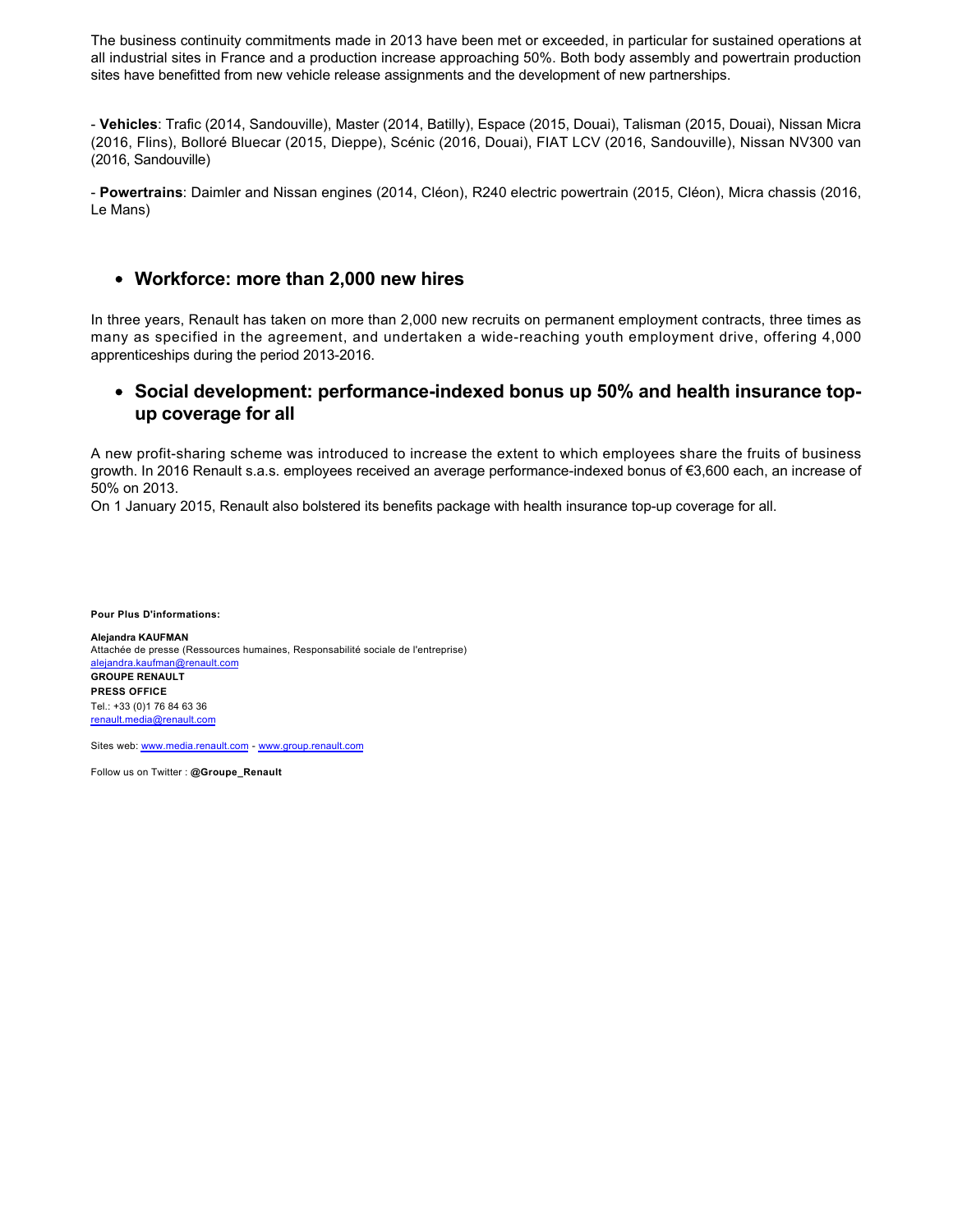The business continuity commitments made in 2013 have been met or exceeded, in particular for sustained operations at all industrial sites in France and a production increase approaching 50%. Both body assembly and powertrain production sites have benefitted from new vehicle release assignments and the development of new partnerships.

- **Vehicles**: Trafic (2014, Sandouville), Master (2014, Batilly), Espace (2015, Douai), Talisman (2015, Douai), Nissan Micra (2016, Flins), Bolloré Bluecar (2015, Dieppe), Scénic (2016, Douai), FIAT LCV (2016, Sandouville), Nissan NV300 van (2016, Sandouville)

- **Powertrains**: Daimler and Nissan engines (2014, Cléon), R240 electric powertrain (2015, Cléon), Micra chassis (2016, Le Mans)

- ## Workforce: more than 2,000 new hires

In three years, Renault has taken on more than 2,000 new recruits on permanent employment contracts, three times as many as specified in the agreement, and undertaken a wide-reaching youth employment drive, offering 4,000 apprenticeships during the period 2013-2016.

- ## Social development: performance-indexed bonus up 50% and health insurance top-up coverage for all

A new profit-sharing scheme was introduced to increase the extent to which employees share the fruits of business growth. In 2016 Renault s.a.s. employees received an average performance-indexed bonus of €3,600 each, an increase of 50% on 2013.
On 1 January 2015, Renault also bolstered its benefits package with health insurance top-up coverage for all.

**Pour Plus D'informations:**

**Alejandra KAUFMAN**
Attachée de presse (Ressources humaines, Responsabilité sociale de l'entreprise)
alejandra.kaufman@renault.com
**GROUPE RENAULT**
**PRESS OFFICE**
Tel.: +33 (0)1 76 84 63 36
renault.media@renault.com

Sites web: www.media.renault.com - www.group.renault.com

Follow us on Twitter : **@Groupe_Renault**